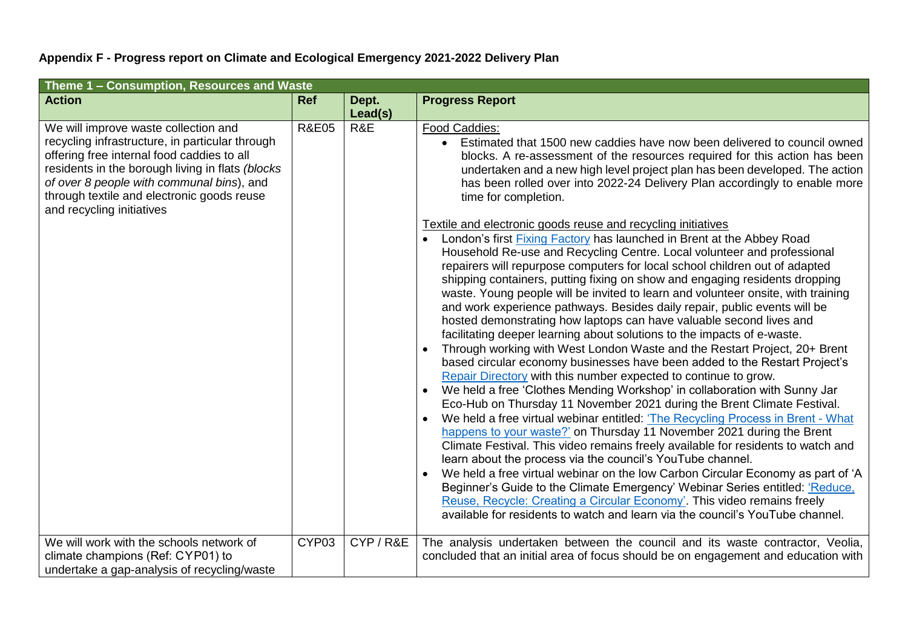# Appendix F - Progress report on Climate and Ecological Emergency 2021-2022 Delivery Plan

| Theme 1 – Consumption, Resources and Waste | | | |
|---|---|---|---|
| **Action** | **Ref** | **Dept. Lead(s)** | **Progress Report** |
| We will improve waste collection and recycling infrastructure, in particular through offering free internal food caddies to all residents in the borough living in flats *(blocks of over 8 people with communal bins*), and through textile and electronic goods reuse and recycling initiatives | R&E05 | R&E | Food Caddies:<br>• Estimated that 1500 new caddies have now been delivered to council owned blocks. A re-assessment of the resources required for this action has been undertaken and a new high level project plan has been developed. The action has been rolled over into 2022-24 Delivery Plan accordingly to enable more time for completion.<br><br>Textile and electronic goods reuse and recycling initiatives<br>• London's first Fixing Factory has launched in Brent at the Abbey Road Household Re-use and Recycling Centre. Local volunteer and professional repairers will repurpose computers for local school children out of adapted shipping containers, putting fixing on show and engaging residents dropping waste. Young people will be invited to learn and volunteer onsite, with training and work experience pathways. Besides daily repair, public events will be hosted demonstrating how laptops can have valuable second lives and facilitating deeper learning about solutions to the impacts of e-waste.<br>• Through working with West London Waste and the Restart Project, 20+ Brent based circular economy businesses have been added to the Restart Project's Repair Directory with this number expected to continue to grow.<br>• We held a free 'Clothes Mending Workshop' in collaboration with Sunny Jar Eco-Hub on Thursday 11 November 2021 during the Brent Climate Festival.<br>• We held a free virtual webinar entitled: 'The Recycling Process in Brent - What happens to your waste?' on Thursday 11 November 2021 during the Brent Climate Festival. This video remains freely available for residents to watch and learn about the process via the council's YouTube channel.<br>• We held a free virtual webinar on the low Carbon Circular Economy as part of 'A Beginner's Guide to the Climate Emergency' Webinar Series entitled: 'Reduce, Reuse, Recycle: Creating a Circular Economy'. This video remains freely available for residents to watch and learn via the council's YouTube channel. |
| We will work with the schools network of climate champions (Ref: CYP01) to undertake a gap-analysis of recycling/waste | CYP03 | CYP / R&E | The analysis undertaken between the council and its waste contractor, Veolia, concluded that an initial area of focus should be on engagement and education with |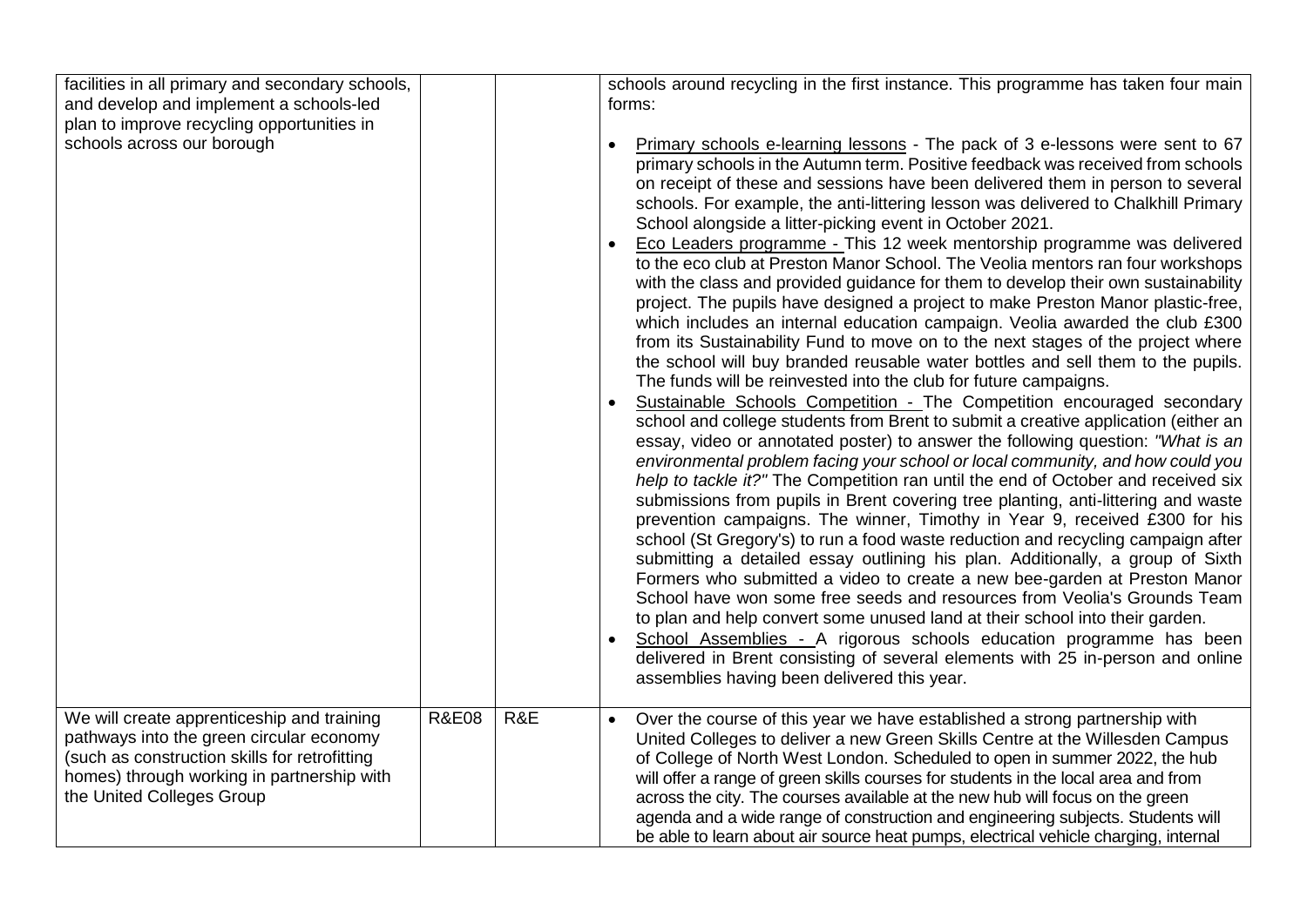| | | | |
|---|---|---|---|
| facilities in all primary and secondary schools, and develop and implement a schools-led plan to improve recycling opportunities in schools across our borough | | | schools around recycling in the first instance. This programme has taken four main forms:<br><br>• Primary schools e-learning lessons - The pack of 3 e-lessons were sent to 67 primary schools in the Autumn term. Positive feedback was received from schools on receipt of these and sessions have been delivered them in person to several schools. For example, the anti-littering lesson was delivered to Chalkhill Primary School alongside a litter-picking event in October 2021.<br>• Eco Leaders programme - This 12 week mentorship programme was delivered to the eco club at Preston Manor School. The Veolia mentors ran four workshops with the class and provided guidance for them to develop their own sustainability project. The pupils have designed a project to make Preston Manor plastic-free, which includes an internal education campaign. Veolia awarded the club £300 from its Sustainability Fund to move on to the next stages of the project where the school will buy branded reusable water bottles and sell them to the pupils. The funds will be reinvested into the club for future campaigns.<br>• Sustainable Schools Competition - The Competition encouraged secondary school and college students from Brent to submit a creative application (either an essay, video or annotated poster) to answer the following question: *"What is an environmental problem facing your school or local community, and how could you help to tackle it?"* The Competition ran until the end of October and received six submissions from pupils in Brent covering tree planting, anti-littering and waste prevention campaigns. The winner, Timothy in Year 9, received £300 for his school (St Gregory's) to run a food waste reduction and recycling campaign after submitting a detailed essay outlining his plan. Additionally, a group of Sixth Formers who submitted a video to create a new bee-garden at Preston Manor School have won some free seeds and resources from Veolia's Grounds Team to plan and help convert some unused land at their school into their garden.<br>• School Assemblies - A rigorous schools education programme has been delivered in Brent consisting of several elements with 25 in-person and online assemblies having been delivered this year. |
| We will create apprenticeship and training pathways into the green circular economy (such as construction skills for retrofitting homes) through working in partnership with the United Colleges Group | R&E08 | R&E | • Over the course of this year we have established a strong partnership with United Colleges to deliver a new Green Skills Centre at the Willesden Campus of College of North West London. Scheduled to open in summer 2022, the hub will offer a range of green skills courses for students in the local area and from across the city. The courses available at the new hub will focus on the green agenda and a wide range of construction and engineering subjects. Students will be able to learn about air source heat pumps, electrical vehicle charging, internal |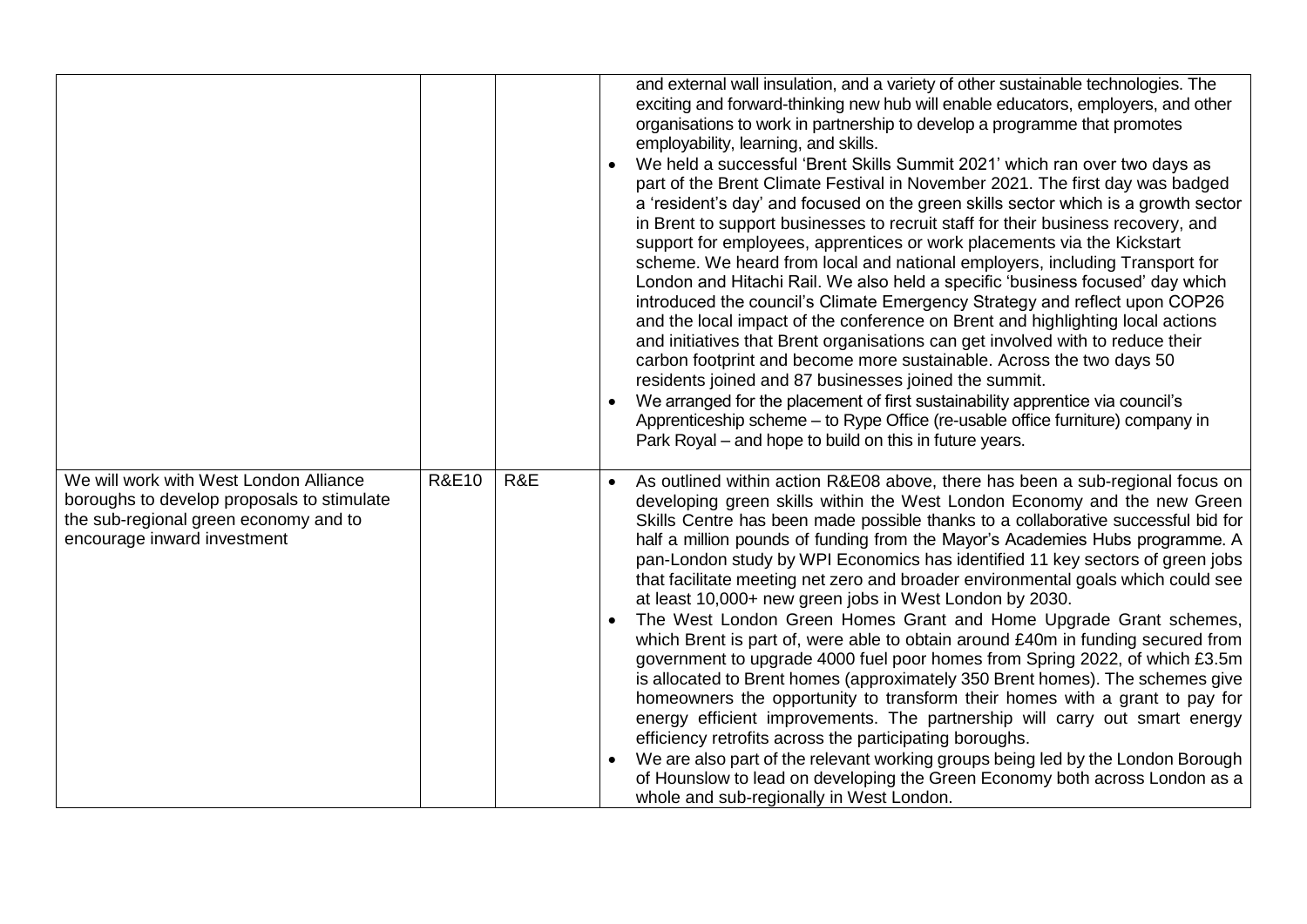| | | | |
|---|---|---|---|
| | | | and external wall insulation, and a variety of other sustainable technologies. The exciting and forward-thinking new hub will enable educators, employers, and other organisations to work in partnership to develop a programme that promotes employability, learning, and skills.<br>• We held a successful 'Brent Skills Summit 2021' which ran over two days as part of the Brent Climate Festival in November 2021. The first day was badged a 'resident's day' and focused on the green skills sector which is a growth sector in Brent to support businesses to recruit staff for their business recovery, and support for employees, apprentices or work placements via the Kickstart scheme. We heard from local and national employers, including Transport for London and Hitachi Rail. We also held a specific 'business focused' day which introduced the council's Climate Emergency Strategy and reflect upon COP26 and the local impact of the conference on Brent and highlighting local actions and initiatives that Brent organisations can get involved with to reduce their carbon footprint and become more sustainable. Across the two days 50 residents joined and 87 businesses joined the summit.<br>• We arranged for the placement of first sustainability apprentice via council's Apprenticeship scheme – to Rype Office (re-usable office furniture) company in Park Royal – and hope to build on this in future years. |
| We will work with West London Alliance boroughs to develop proposals to stimulate the sub-regional green economy and to encourage inward investment | R&E10 | R&E | • As outlined within action R&E08 above, there has been a sub-regional focus on developing green skills within the West London Economy and the new Green Skills Centre has been made possible thanks to a collaborative successful bid for half a million pounds of funding from the Mayor's Academies Hubs programme. A pan-London study by WPI Economics has identified 11 key sectors of green jobs that facilitate meeting net zero and broader environmental goals which could see at least 10,000+ new green jobs in West London by 2030.<br>• The West London Green Homes Grant and Home Upgrade Grant schemes, which Brent is part of, were able to obtain around £40m in funding secured from government to upgrade 4000 fuel poor homes from Spring 2022, of which £3.5m is allocated to Brent homes (approximately 350 Brent homes). The schemes give homeowners the opportunity to transform their homes with a grant to pay for energy efficient improvements. The partnership will carry out smart energy efficiency retrofits across the participating boroughs.<br>• We are also part of the relevant working groups being led by the London Borough of Hounslow to lead on developing the Green Economy both across London as a whole and sub-regionally in West London. |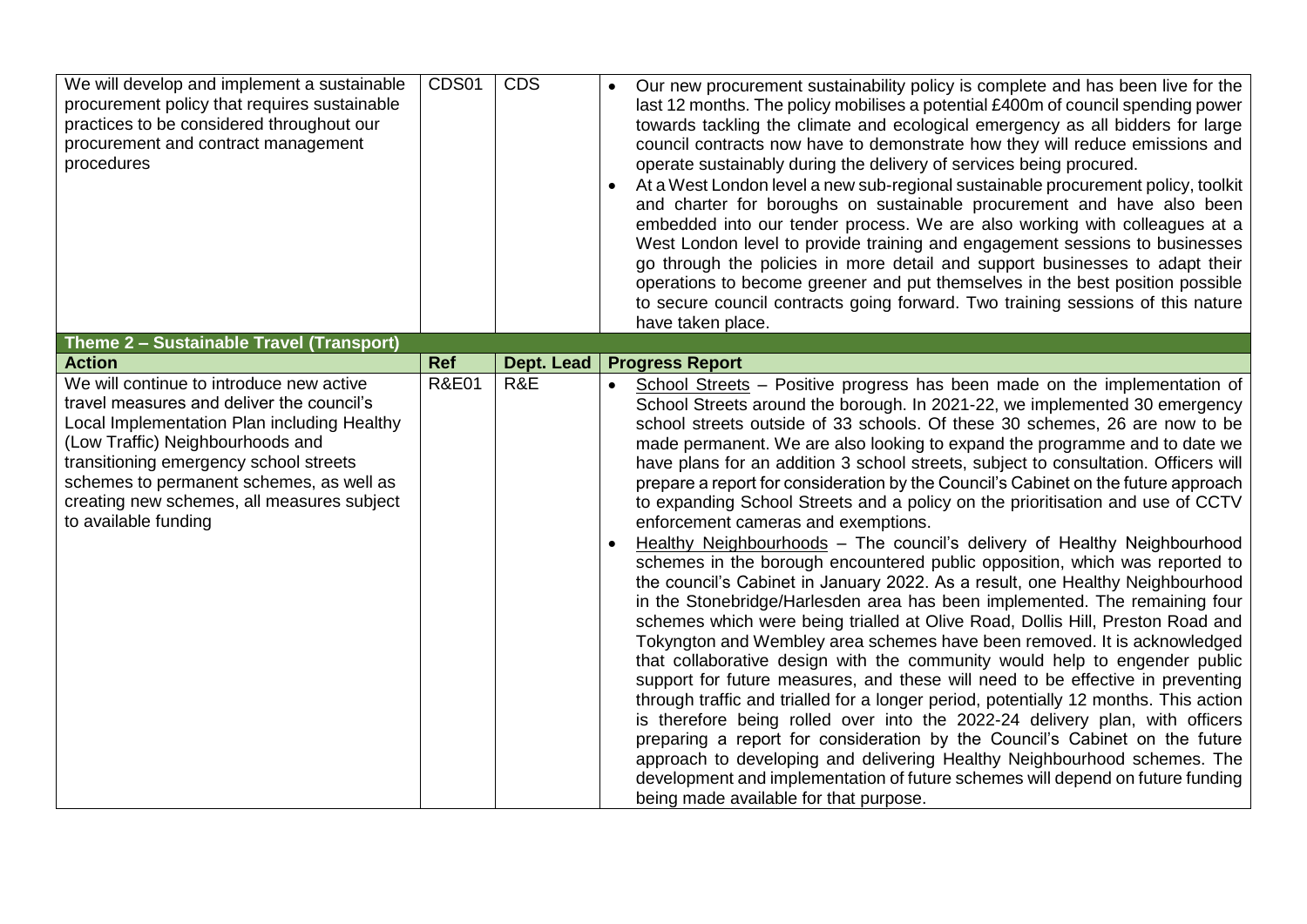| Action | Ref | Dept. Lead | Progress Report |
| --- | --- | --- | --- |
| We will develop and implement a sustainable procurement policy that requires sustainable practices to be considered throughout our procurement and contract management procedures | CDS01 | CDS | • Our new procurement sustainability policy is complete and has been live for the last 12 months. The policy mobilises a potential £400m of council spending power towards tackling the climate and ecological emergency as all bidders for large council contracts now have to demonstrate how they will reduce emissions and operate sustainably during the delivery of services being procured.<br>• At a West London level a new sub-regional sustainable procurement policy, toolkit and charter for boroughs on sustainable procurement and have also been embedded into our tender process. We are also working with colleagues at a West London level to provide training and engagement sessions to businesses go through the policies in more detail and support businesses to adapt their operations to become greener and put themselves in the best position possible to secure council contracts going forward. Two training sessions of this nature have taken place. |
| **Theme 2 – Sustainable Travel (Transport)** | | | |
| **Action** | **Ref** | **Dept. Lead** | **Progress Report** |
| We will continue to introduce new active travel measures and deliver the council's Local Implementation Plan including Healthy (Low Traffic) Neighbourhoods and transitioning emergency school streets schemes to permanent schemes, as well as creating new schemes, all measures subject to available funding | R&E01 | R&E | • School Streets – Positive progress has been made on the implementation of School Streets around the borough. In 2021-22, we implemented 30 emergency school streets outside of 33 schools. Of these 30 schemes, 26 are now to be made permanent. We are also looking to expand the programme and to date we have plans for an addition 3 school streets, subject to consultation. Officers will prepare a report for consideration by the Council's Cabinet on the future approach to expanding School Streets and a policy on the prioritisation and use of CCTV enforcement cameras and exemptions.<br>• Healthy Neighbourhoods – The council's delivery of Healthy Neighbourhood schemes in the borough encountered public opposition, which was reported to the council's Cabinet in January 2022. As a result, one Healthy Neighbourhood in the Stonebridge/Harlesden area has been implemented. The remaining four schemes which were being trialled at Olive Road, Dollis Hill, Preston Road and Tokyngton and Wembley area schemes have been removed. It is acknowledged that collaborative design with the community would help to engender public support for future measures, and these will need to be effective in preventing through traffic and trialled for a longer period, potentially 12 months. This action is therefore being rolled over into the 2022-24 delivery plan, with officers preparing a report for consideration by the Council's Cabinet on the future approach to developing and delivering Healthy Neighbourhood schemes. The development and implementation of future schemes will depend on future funding being made available for that purpose. |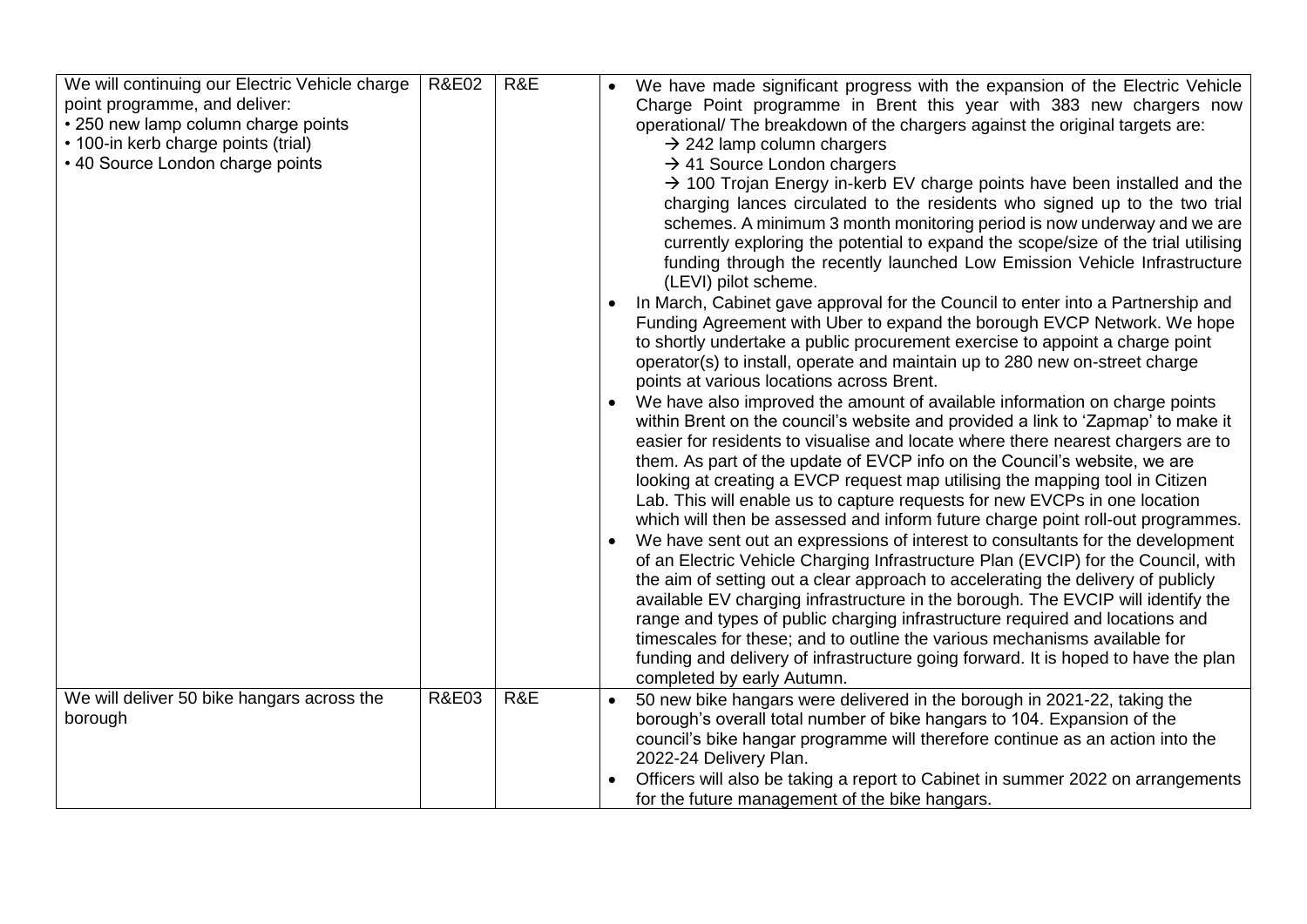| | | | |
|---|---|---|---|
| We will continuing our Electric Vehicle charge point programme, and deliver:<br>• 250 new lamp column charge points<br>• 100-in kerb charge points (trial)<br>• 40 Source London charge points | R&E02 | R&E | • We have made significant progress with the expansion of the Electric Vehicle Charge Point programme in Brent this year with 383 new chargers now operational/ The breakdown of the chargers against the original targets are:<br>→ 242 lamp column chargers<br>→ 41 Source London chargers<br>→ 100 Trojan Energy in-kerb EV charge points have been installed and the charging lances circulated to the residents who signed up to the two trial schemes. A minimum 3 month monitoring period is now underway and we are currently exploring the potential to expand the scope/size of the trial utilising funding through the recently launched Low Emission Vehicle Infrastructure (LEVI) pilot scheme.<br>• In March, Cabinet gave approval for the Council to enter into a Partnership and Funding Agreement with Uber to expand the borough EVCP Network. We hope to shortly undertake a public procurement exercise to appoint a charge point operator(s) to install, operate and maintain up to 280 new on-street charge points at various locations across Brent.<br>• We have also improved the amount of available information on charge points within Brent on the council's website and provided a link to 'Zapmap' to make it easier for residents to visualise and locate where there nearest chargers are to them. As part of the update of EVCP info on the Council's website, we are looking at creating a EVCP request map utilising the mapping tool in Citizen Lab. This will enable us to capture requests for new EVCPs in one location which will then be assessed and inform future charge point roll-out programmes.<br>• We have sent out an expressions of interest to consultants for the development of an Electric Vehicle Charging Infrastructure Plan (EVCIP) for the Council, with the aim of setting out a clear approach to accelerating the delivery of publicly available EV charging infrastructure in the borough. The EVCIP will identify the range and types of public charging infrastructure required and locations and timescales for these; and to outline the various mechanisms available for funding and delivery of infrastructure going forward. It is hoped to have the plan completed by early Autumn. |
| We will deliver 50 bike hangars across the borough | R&E03 | R&E | • 50 new bike hangars were delivered in the borough in 2021-22, taking the borough's overall total number of bike hangars to 104. Expansion of the council's bike hangar programme will therefore continue as an action into the 2022-24 Delivery Plan.<br>• Officers will also be taking a report to Cabinet in summer 2022 on arrangements for the future management of the bike hangars. |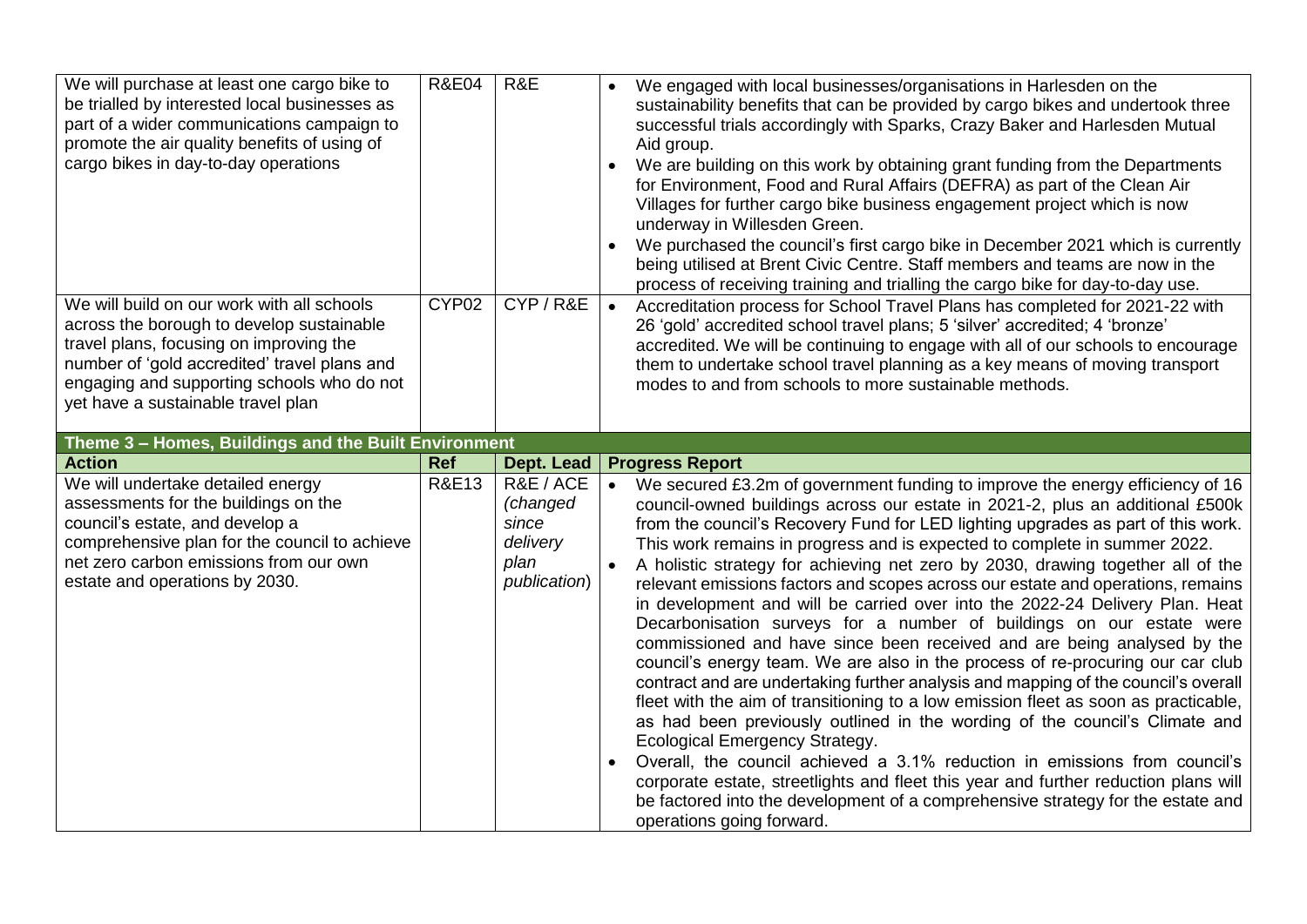| | | | |
|---|---|---|---|
| We will purchase at least one cargo bike to be trialled by interested local businesses as part of a wider communications campaign to promote the air quality benefits of using of cargo bikes in day-to-day operations | R&E04 | R&E | • We engaged with local businesses/organisations in Harlesden on the sustainability benefits that can be provided by cargo bikes and undertook three successful trials accordingly with Sparks, Crazy Baker and Harlesden Mutual Aid group.<br>• We are building on this work by obtaining grant funding from the Departments for Environment, Food and Rural Affairs (DEFRA) as part of the Clean Air Villages for further cargo bike business engagement project which is now underway in Willesden Green.<br>• We purchased the council's first cargo bike in December 2021 which is currently being utilised at Brent Civic Centre. Staff members and teams are now in the process of receiving training and trialling the cargo bike for day-to-day use. |
| We will build on our work with all schools across the borough to develop sustainable travel plans, focusing on improving the number of 'gold accredited' travel plans and engaging and supporting schools who do not yet have a sustainable travel plan | CYP02 | CYP / R&E | • Accreditation process for School Travel Plans has completed for 2021-22 with 26 'gold' accredited school travel plans; 5 'silver' accredited; 4 'bronze' accredited. We will be continuing to engage with all of our schools to encourage them to undertake school travel planning as a key means of moving transport modes to and from schools to more sustainable methods. |

**Theme 3 – Homes, Buildings and the Built Environment**

| Action | Ref | Dept. Lead | Progress Report |
|---|---|---|---|
| We will undertake detailed energy assessments for the buildings on the council's estate, and develop a comprehensive plan for the council to achieve net zero carbon emissions from our own estate and operations by 2030. | R&E13 | R&E / ACE *(changed since delivery plan publication)* | • We secured £3.2m of government funding to improve the energy efficiency of 16 council-owned buildings across our estate in 2021-2, plus an additional £500k from the council's Recovery Fund for LED lighting upgrades as part of this work. This work remains in progress and is expected to complete in summer 2022.<br>• A holistic strategy for achieving net zero by 2030, drawing together all of the relevant emissions factors and scopes across our estate and operations, remains in development and will be carried over into the 2022-24 Delivery Plan. Heat Decarbonisation surveys for a number of buildings on our estate were commissioned and have since been received and are being analysed by the council's energy team. We are also in the process of re-procuring our car club contract and are undertaking further analysis and mapping of the council's overall fleet with the aim of transitioning to a low emission fleet as soon as practicable, as had been previously outlined in the wording of the council's Climate and Ecological Emergency Strategy.<br>• Overall, the council achieved a 3.1% reduction in emissions from council's corporate estate, streetlights and fleet this year and further reduction plans will be factored into the development of a comprehensive strategy for the estate and operations going forward. |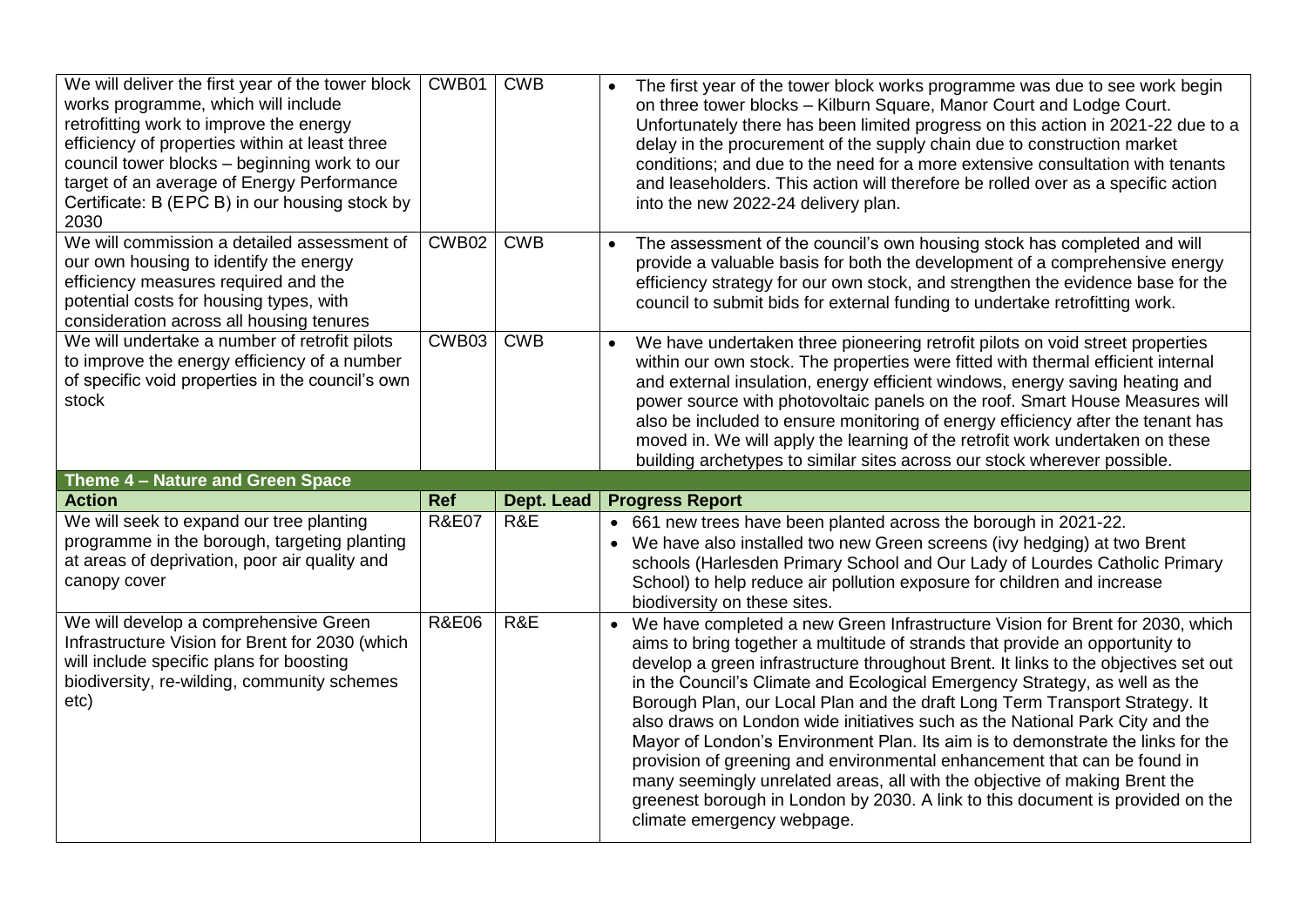| We will deliver the first year of the tower block works programme, which will include retrofitting work to improve the energy efficiency of properties within at least three council tower blocks – beginning work to our target of an average of Energy Performance Certificate: B (EPC B) in our housing stock by 2030 | CWB01 | CWB | • The first year of the tower block works programme was due to see work begin on three tower blocks – Kilburn Square, Manor Court and Lodge Court. Unfortunately there has been limited progress on this action in 2021-22 due to a delay in the procurement of the supply chain due to construction market conditions; and due to the need for a more extensive consultation with tenants and leaseholders. This action will therefore be rolled over as a specific action into the new 2022-24 delivery plan. |
|---|---|---|---|
| We will commission a detailed assessment of our own housing to identify the energy efficiency measures required and the potential costs for housing types, with consideration across all housing tenures | CWB02 | CWB | • The assessment of the council's own housing stock has completed and will provide a valuable basis for both the development of a comprehensive energy efficiency strategy for our own stock, and strengthen the evidence base for the council to submit bids for external funding to undertake retrofitting work. |
| We will undertake a number of retrofit pilots to improve the energy efficiency of a number of specific void properties in the council's own stock | CWB03 | CWB | • We have undertaken three pioneering retrofit pilots on void street properties within our own stock. The properties were fitted with thermal efficient internal and external insulation, energy efficient windows, energy saving heating and power source with photovoltaic panels on the roof. Smart House Measures will also be included to ensure monitoring of energy efficiency after the tenant has moved in. We will apply the learning of the retrofit work undertaken on these building archetypes to similar sites across our stock wherever possible. |
| **Theme 4 – Nature and Green Space** | | | |
| **Action** | **Ref** | **Dept. Lead** | **Progress Report** |
| We will seek to expand our tree planting programme in the borough, targeting planting at areas of deprivation, poor air quality and canopy cover | R&E07 | R&E | • 661 new trees have been planted across the borough in 2021-22.<br>• We have also installed two new Green screens (ivy hedging) at two Brent schools (Harlesden Primary School and Our Lady of Lourdes Catholic Primary School) to help reduce air pollution exposure for children and increase biodiversity on these sites. |
| We will develop a comprehensive Green Infrastructure Vision for Brent for 2030 (which will include specific plans for boosting biodiversity, re-wilding, community schemes etc) | R&E06 | R&E | • We have completed a new Green Infrastructure Vision for Brent for 2030, which aims to bring together a multitude of strands that provide an opportunity to develop a green infrastructure throughout Brent. It links to the objectives set out in the Council's Climate and Ecological Emergency Strategy, as well as the Borough Plan, our Local Plan and the draft Long Term Transport Strategy. It also draws on London wide initiatives such as the National Park City and the Mayor of London's Environment Plan. Its aim is to demonstrate the links for the provision of greening and environmental enhancement that can be found in many seemingly unrelated areas, all with the objective of making Brent the greenest borough in London by 2030. A link to this document is provided on the climate emergency webpage. |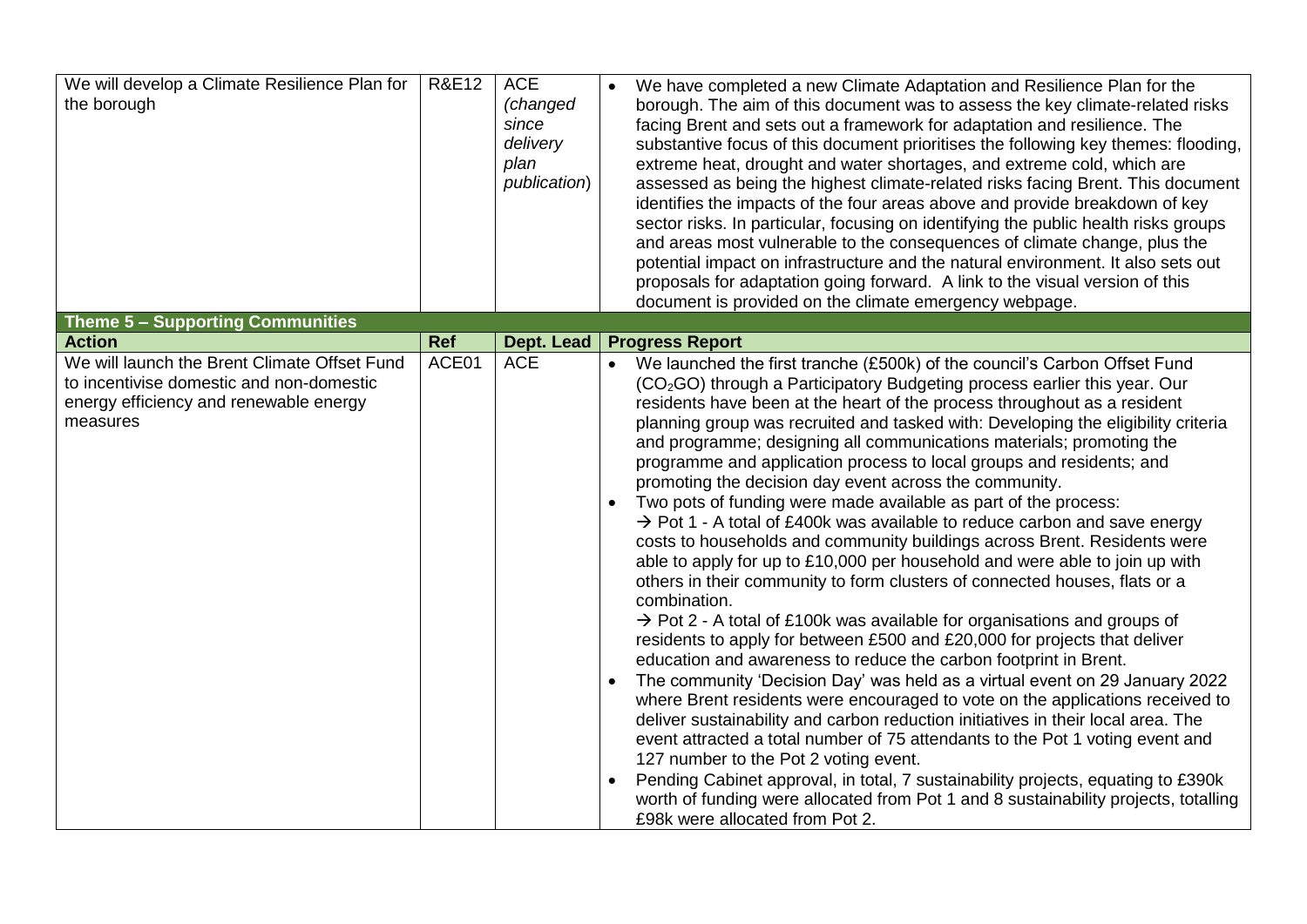| | | | |
|---|---|---|---|
| We will develop a Climate Resilience Plan for the borough | R&E12 | ACE *(changed since delivery plan publication)* | • We have completed a new Climate Adaptation and Resilience Plan for the borough. The aim of this document was to assess the key climate-related risks facing Brent and sets out a framework for adaptation and resilience. The substantive focus of this document prioritises the following key themes: flooding, extreme heat, drought and water shortages, and extreme cold, which are assessed as being the highest climate-related risks facing Brent. This document identifies the impacts of the four areas above and provide breakdown of key sector risks. In particular, focusing on identifying the public health risks groups and areas most vulnerable to the consequences of climate change, plus the potential impact on infrastructure and the natural environment. It also sets out proposals for adaptation going forward. A link to the visual version of this document is provided on the climate emergency webpage. |

**Theme 5 – Supporting Communities**

| Action | Ref | Dept. Lead | Progress Report |
|---|---|---|---|
| We will launch the Brent Climate Offset Fund to incentivise domestic and non-domestic energy efficiency and renewable energy measures | ACE01 | ACE | • We launched the first tranche (£500k) of the council's Carbon Offset Fund ($CO_2$GO) through a Participatory Budgeting process earlier this year. Our residents have been at the heart of the process throughout as a resident planning group was recruited and tasked with: Developing the eligibility criteria and programme; designing all communications materials; promoting the programme and application process to local groups and residents; and promoting the decision day event across the community.<br>• Two pots of funding were made available as part of the process:<br>→ Pot 1 - A total of £400k was available to reduce carbon and save energy costs to households and community buildings across Brent. Residents were able to apply for up to £10,000 per household and were able to join up with others in their community to form clusters of connected houses, flats or a combination.<br>→ Pot 2 - A total of £100k was available for organisations and groups of residents to apply for between £500 and £20,000 for projects that deliver education and awareness to reduce the carbon footprint in Brent.<br>• The community 'Decision Day' was held as a virtual event on 29 January 2022 where Brent residents were encouraged to vote on the applications received to deliver sustainability and carbon reduction initiatives in their local area. The event attracted a total number of 75 attendants to the Pot 1 voting event and 127 number to the Pot 2 voting event.<br>• Pending Cabinet approval, in total, 7 sustainability projects, equating to £390k worth of funding were allocated from Pot 1 and 8 sustainability projects, totalling £98k were allocated from Pot 2. |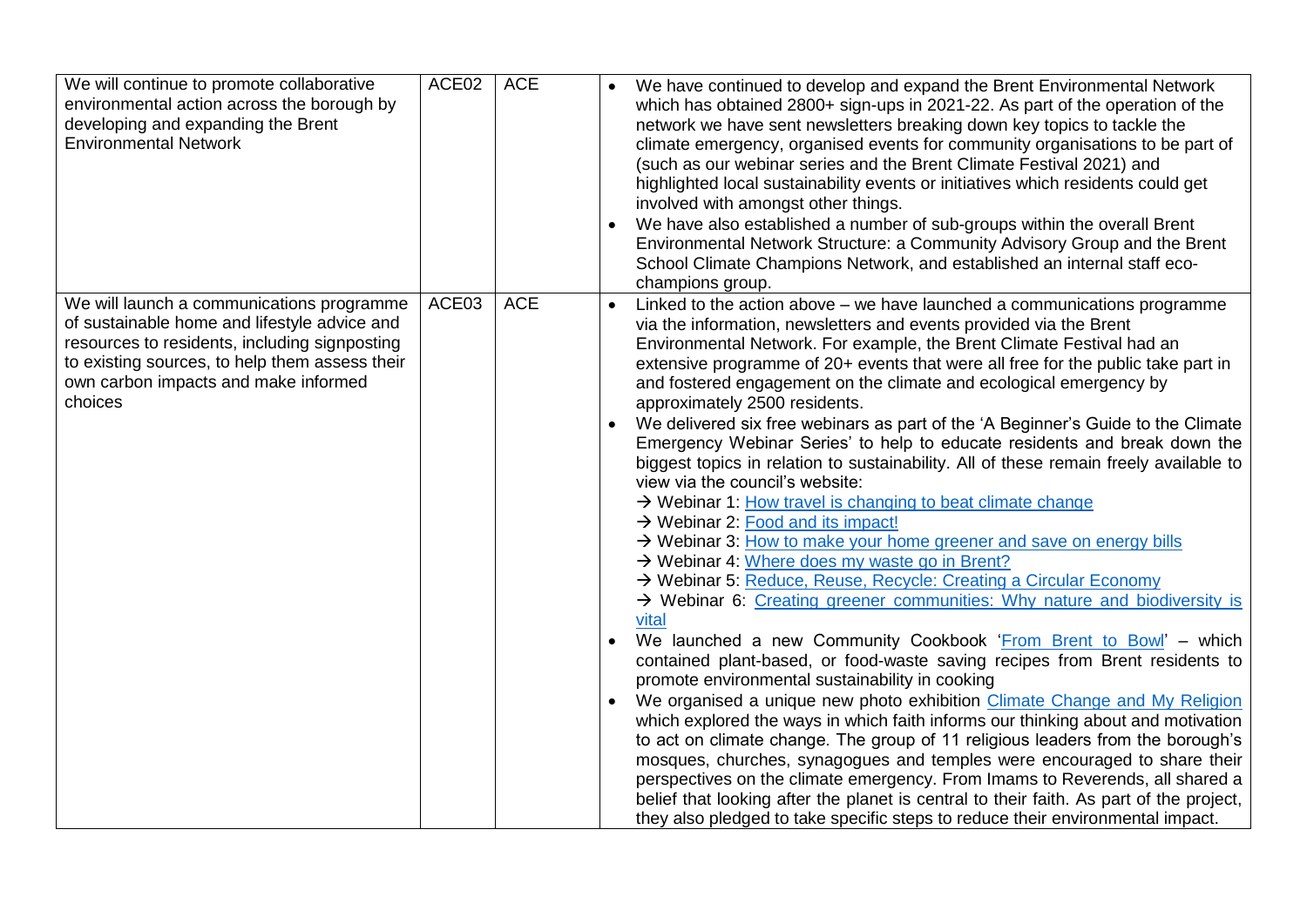| | | | |
|---|---|---|---|
| We will continue to promote collaborative environmental action across the borough by developing and expanding the Brent Environmental Network | ACE02 | ACE | • We have continued to develop and expand the Brent Environmental Network which has obtained 2800+ sign-ups in 2021-22. As part of the operation of the network we have sent newsletters breaking down key topics to tackle the climate emergency, organised events for community organisations to be part of (such as our webinar series and the Brent Climate Festival 2021) and highlighted local sustainability events or initiatives which residents could get involved with amongst other things.<br>• We have also established a number of sub-groups within the overall Brent Environmental Network Structure: a Community Advisory Group and the Brent School Climate Champions Network, and established an internal staff eco-champions group. |
| We will launch a communications programme of sustainable home and lifestyle advice and resources to residents, including signposting to existing sources, to help them assess their own carbon impacts and make informed choices | ACE03 | ACE | • Linked to the action above – we have launched a communications programme via the information, newsletters and events provided via the Brent Environmental Network. For example, the Brent Climate Festival had an extensive programme of 20+ events that were all free for the public take part in and fostered engagement on the climate and ecological emergency by approximately 2500 residents.<br>• We delivered six free webinars as part of the 'A Beginner's Guide to the Climate Emergency Webinar Series' to help to educate residents and break down the biggest topics in relation to sustainability. All of these remain freely available to view via the council's website:<br>→ Webinar 1: How travel is changing to beat climate change<br>→ Webinar 2: Food and its impact!<br>→ Webinar 3: How to make your home greener and save on energy bills<br>→ Webinar 4: Where does my waste go in Brent?<br>→ Webinar 5: Reduce, Reuse, Recycle: Creating a Circular Economy<br>→ Webinar 6: Creating greener communities: Why nature and biodiversity is vital<br>• We launched a new Community Cookbook 'From Brent to Bowl' – which contained plant-based, or food-waste saving recipes from Brent residents to promote environmental sustainability in cooking<br>• We organised a unique new photo exhibition Climate Change and My Religion which explored the ways in which faith informs our thinking about and motivation to act on climate change. The group of 11 religious leaders from the borough's mosques, churches, synagogues and temples were encouraged to share their perspectives on the climate emergency. From Imams to Reverends, all shared a belief that looking after the planet is central to their faith. As part of the project, they also pledged to take specific steps to reduce their environmental impact. |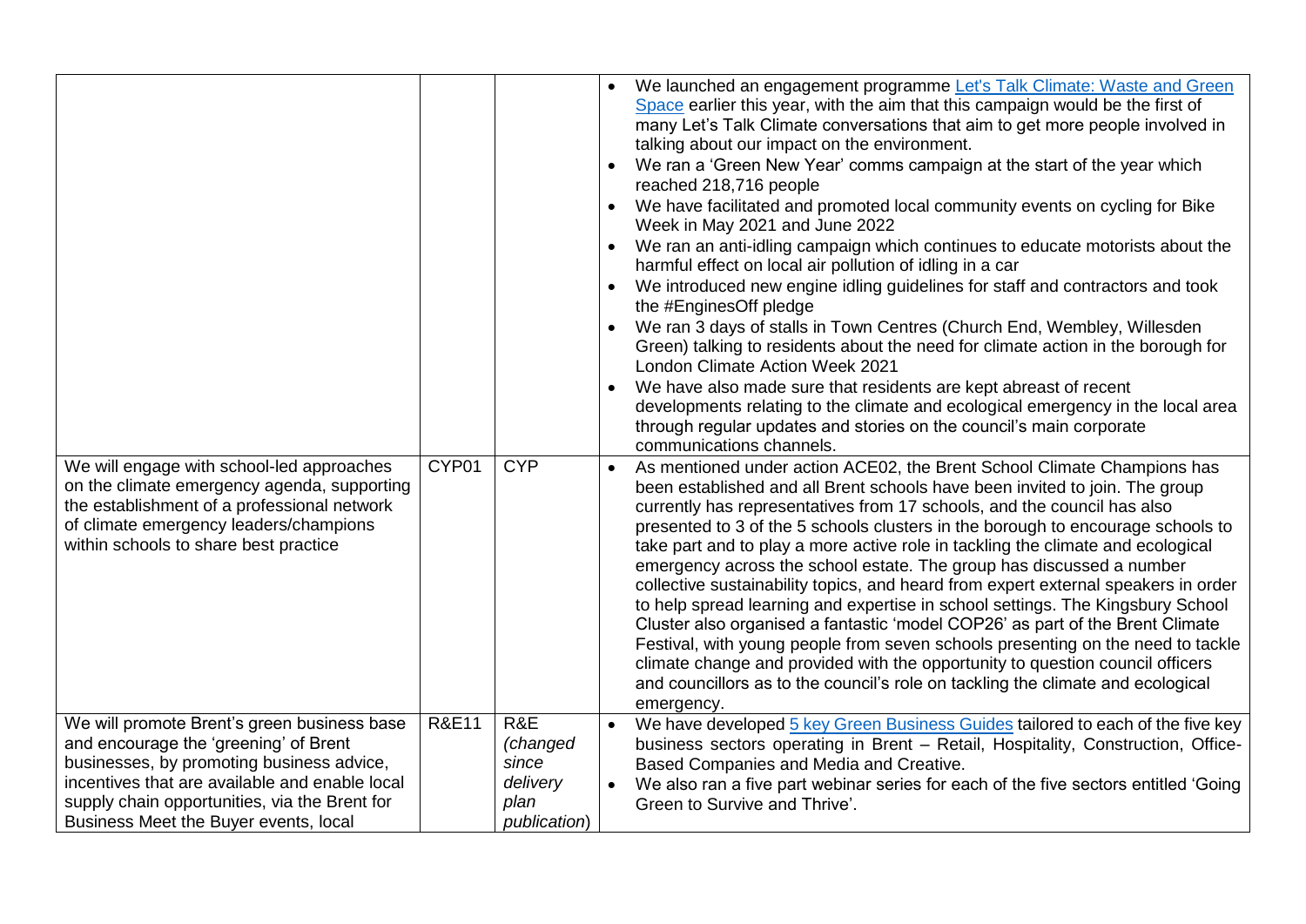| | | | |
|---|---|---|---|
| | | | • We launched an engagement programme Let's Talk Climate: Waste and Green Space earlier this year, with the aim that this campaign would be the first of many Let's Talk Climate conversations that aim to get more people involved in talking about our impact on the environment.<br>• We ran a 'Green New Year' comms campaign at the start of the year which reached 218,716 people<br>• We have facilitated and promoted local community events on cycling for Bike Week in May 2021 and June 2022<br>• We ran an anti-idling campaign which continues to educate motorists about the harmful effect on local air pollution of idling in a car<br>• We introduced new engine idling guidelines for staff and contractors and took the #EnginesOff pledge<br>• We ran 3 days of stalls in Town Centres (Church End, Wembley, Willesden Green) talking to residents about the need for climate action in the borough for London Climate Action Week 2021<br>• We have also made sure that residents are kept abreast of recent developments relating to the climate and ecological emergency in the local area through regular updates and stories on the council's main corporate communications channels. |
| We will engage with school-led approaches on the climate emergency agenda, supporting the establishment of a professional network of climate emergency leaders/champions within schools to share best practice | CYP01 | CYP | • As mentioned under action ACE02, the Brent School Climate Champions has been established and all Brent schools have been invited to join. The group currently has representatives from 17 schools, and the council has also presented to 3 of the 5 schools clusters in the borough to encourage schools to take part and to play a more active role in tackling the climate and ecological emergency across the school estate. The group has discussed a number collective sustainability topics, and heard from expert external speakers in order to help spread learning and expertise in school settings. The Kingsbury School Cluster also organised a fantastic 'model COP26' as part of the Brent Climate Festival, with young people from seven schools presenting on the need to tackle climate change and provided with the opportunity to question council officers and councillors as to the council's role on tackling the climate and ecological emergency. |
| We will promote Brent's green business base and encourage the 'greening' of Brent businesses, by promoting business advice, incentives that are available and enable local supply chain opportunities, via the Brent for Business Meet the Buyer events, local | R&E11 | R&E *(changed since delivery plan publication)* | • We have developed 5 key Green Business Guides tailored to each of the five key business sectors operating in Brent – Retail, Hospitality, Construction, Office-Based Companies and Media and Creative.<br>• We also ran a five part webinar series for each of the five sectors entitled 'Going Green to Survive and Thrive'. |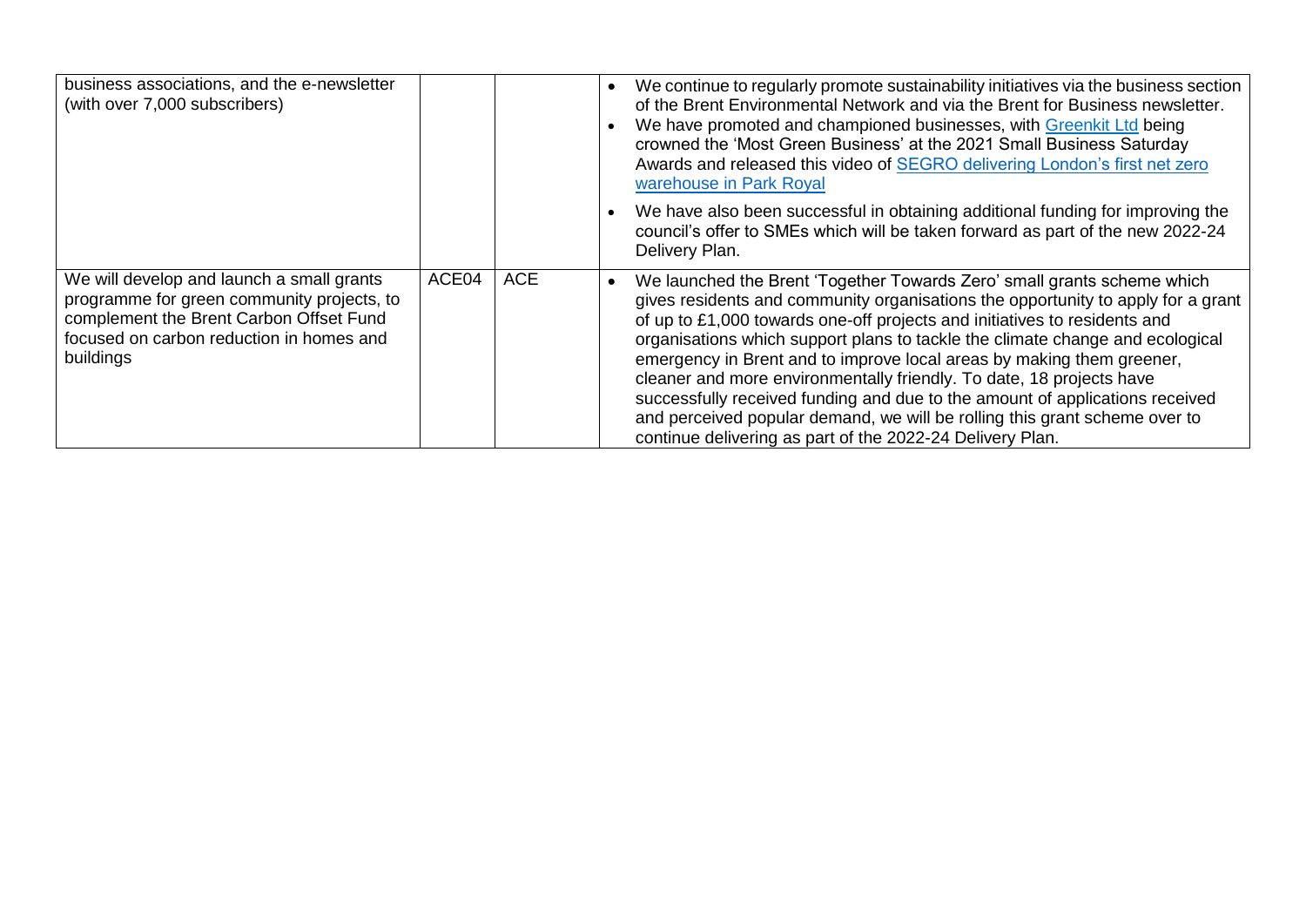| | | | |
|---|---|---|---|
| business associations, and the e-newsletter (with over 7,000 subscribers) | | | • We continue to regularly promote sustainability initiatives via the business section of the Brent Environmental Network and via the Brent for Business newsletter.<br>• We have promoted and championed businesses, with Greenkit Ltd being crowned the 'Most Green Business' at the 2021 Small Business Saturday Awards and released this video of SEGRO delivering London's first net zero warehouse in Park Royal<br>• We have also been successful in obtaining additional funding for improving the council's offer to SMEs which will be taken forward as part of the new 2022-24 Delivery Plan. |
| We will develop and launch a small grants programme for green community projects, to complement the Brent Carbon Offset Fund focused on carbon reduction in homes and buildings | ACE04 | ACE | • We launched the Brent 'Together Towards Zero' small grants scheme which gives residents and community organisations the opportunity to apply for a grant of up to £1,000 towards one-off projects and initiatives to residents and organisations which support plans to tackle the climate change and ecological emergency in Brent and to improve local areas by making them greener, cleaner and more environmentally friendly. To date, 18 projects have successfully received funding and due to the amount of applications received and perceived popular demand, we will be rolling this grant scheme over to continue delivering as part of the 2022-24 Delivery Plan. |